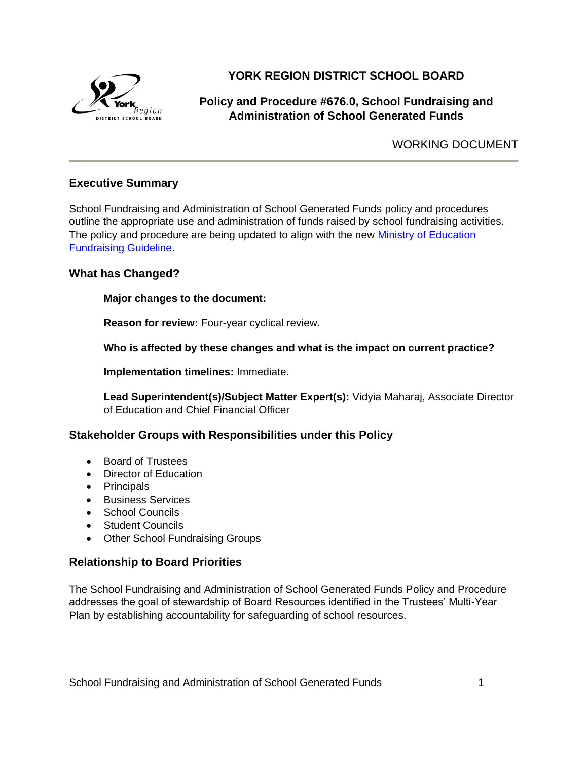# YORK REGION DISTRICT SCHOOL BOARD

## Policy and Procedure #676.0, School Fundraising and Administration of School Generated Funds

WORKING DOCUMENT

---

## Executive Summary

School Fundraising and Administration of School Generated Funds policy and procedures outline the appropriate use and administration of funds raised by school fundraising activities. The policy and procedure are being updated to align with the new [Ministry of Education Fundraising Guideline](#).

## What has Changed?

**Major changes to the document:**

**Reason for review:** Four-year cyclical review.

**Who is affected by these changes and what is the impact on current practice?**

**Implementation timelines:** Immediate.

**Lead Superintendent(s)/Subject Matter Expert(s):** Vidyia Maharaj, Associate Director of Education and Chief Financial Officer

## Stakeholder Groups with Responsibilities under this Policy

- Board of Trustees
- Director of Education
- Principals
- Business Services
- School Councils
- Student Councils
- Other School Fundraising Groups

## Relationship to Board Priorities

The School Fundraising and Administration of School Generated Funds Policy and Procedure addresses the goal of stewardship of Board Resources identified in the Trustees' Multi-Year Plan by establishing accountability for safeguarding of school resources.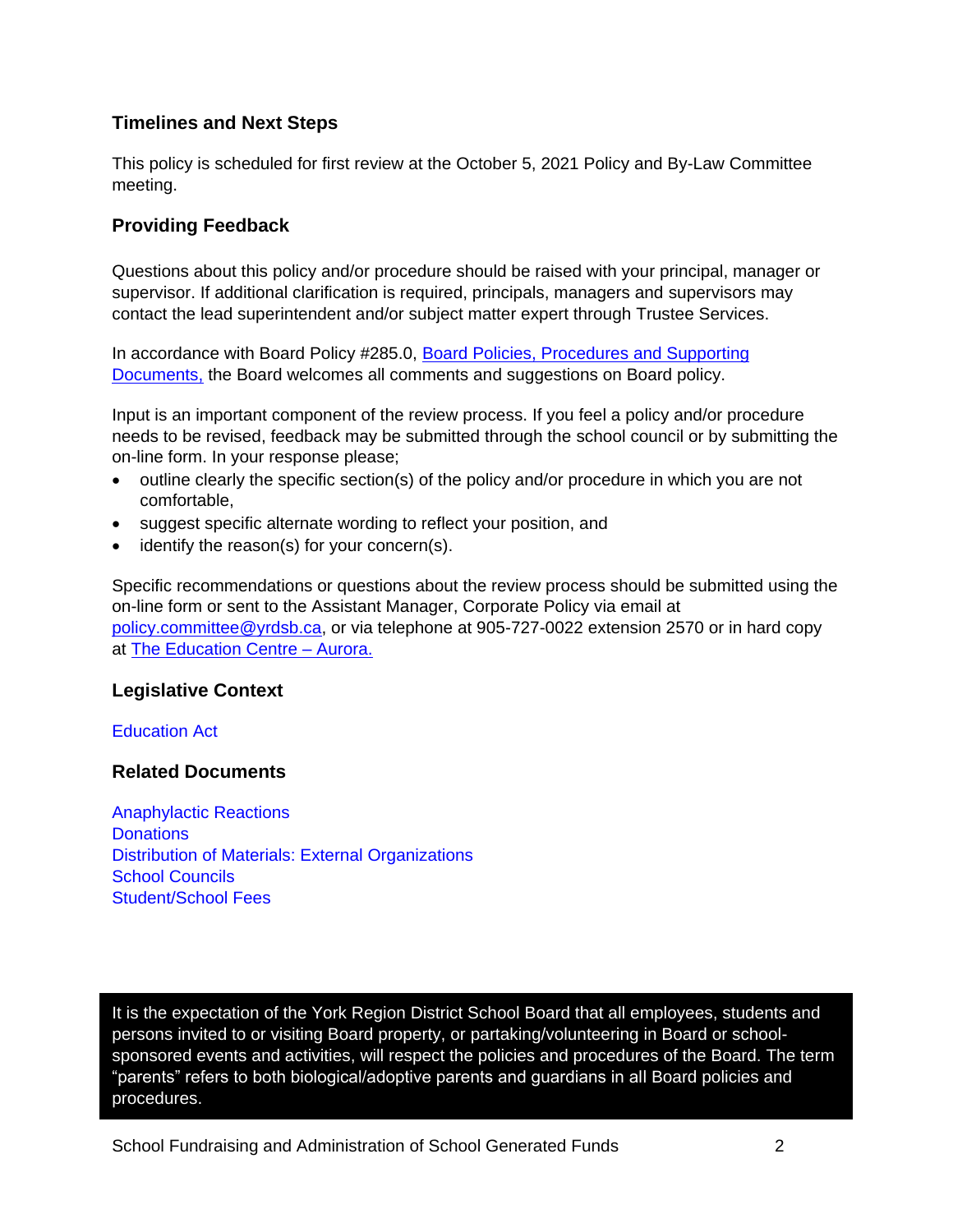## Timelines and Next Steps

This policy is scheduled for first review at the October 5, 2021 Policy and By-Law Committee meeting.

## Providing Feedback

Questions about this policy and/or procedure should be raised with your principal, manager or supervisor. If additional clarification is required, principals, managers and supervisors may contact the lead superintendent and/or subject matter expert through Trustee Services.

In accordance with Board Policy #285.0, [Board Policies, Procedures and Supporting Documents,] the Board welcomes all comments and suggestions on Board policy.

Input is an important component of the review process. If you feel a policy and/or procedure needs to be revised, feedback may be submitted through the school council or by submitting the on-line form. In your response please;

- outline clearly the specific section(s) of the policy and/or procedure in which you are not comfortable,
- suggest specific alternate wording to reflect your position, and
- identify the reason(s) for your concern(s).

Specific recommendations or questions about the review process should be submitted using the on-line form or sent to the Assistant Manager, Corporate Policy via email at policy.committee@yrdsb.ca, or via telephone at 905-727-0022 extension 2570 or in hard copy at The Education Centre – Aurora.

## Legislative Context

Education Act

## Related Documents

Anaphylactic Reactions
Donations
Distribution of Materials: External Organizations
School Councils
Student/School Fees

It is the expectation of the York Region District School Board that all employees, students and persons invited to or visiting Board property, or partaking/volunteering in Board or school-sponsored events and activities, will respect the policies and procedures of the Board. The term "parents" refers to both biological/adoptive parents and guardians in all Board policies and procedures.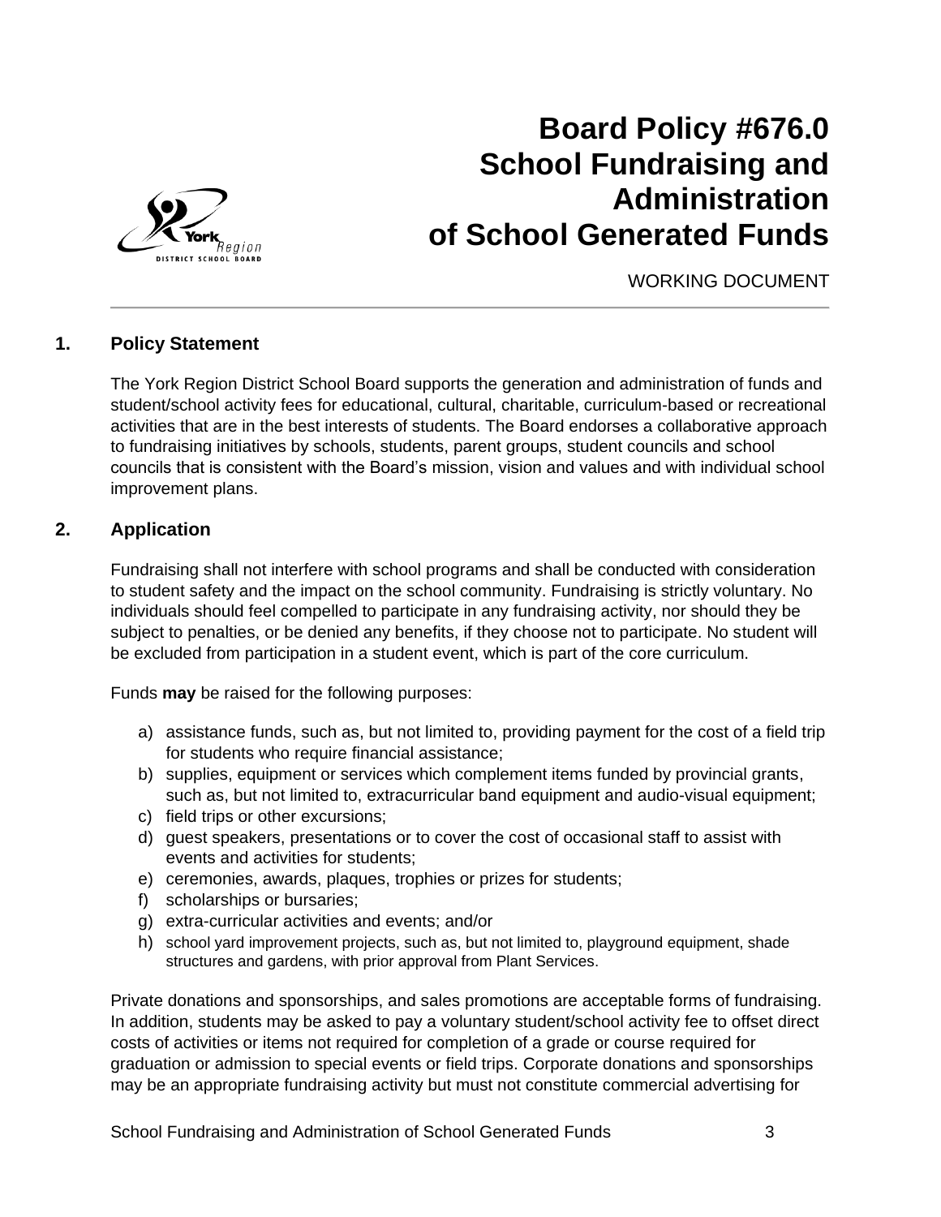# Board Policy #676.0 School Fundraising and Administration of School Generated Funds

WORKING DOCUMENT

## 1. Policy Statement

The York Region District School Board supports the generation and administration of funds and student/school activity fees for educational, cultural, charitable, curriculum-based or recreational activities that are in the best interests of students. The Board endorses a collaborative approach to fundraising initiatives by schools, students, parent groups, student councils and school councils that is consistent with the Board's mission, vision and values and with individual school improvement plans.

## 2. Application

Fundraising shall not interfere with school programs and shall be conducted with consideration to student safety and the impact on the school community. Fundraising is strictly voluntary. No individuals should feel compelled to participate in any fundraising activity, nor should they be subject to penalties, or be denied any benefits, if they choose not to participate. No student will be excluded from participation in a student event, which is part of the core curriculum.

Funds **may** be raised for the following purposes:

a) assistance funds, such as, but not limited to, providing payment for the cost of a field trip for students who require financial assistance;
b) supplies, equipment or services which complement items funded by provincial grants, such as, but not limited to, extracurricular band equipment and audio-visual equipment;
c) field trips or other excursions;
d) guest speakers, presentations or to cover the cost of occasional staff to assist with events and activities for students;
e) ceremonies, awards, plaques, trophies or prizes for students;
f) scholarships or bursaries;
g) extra-curricular activities and events; and/or
h) school yard improvement projects, such as, but not limited to, playground equipment, shade structures and gardens, with prior approval from Plant Services.

Private donations and sponsorships, and sales promotions are acceptable forms of fundraising. In addition, students may be asked to pay a voluntary student/school activity fee to offset direct costs of activities or items not required for completion of a grade or course required for graduation or admission to special events or field trips. Corporate donations and sponsorships may be an appropriate fundraising activity but must not constitute commercial advertising for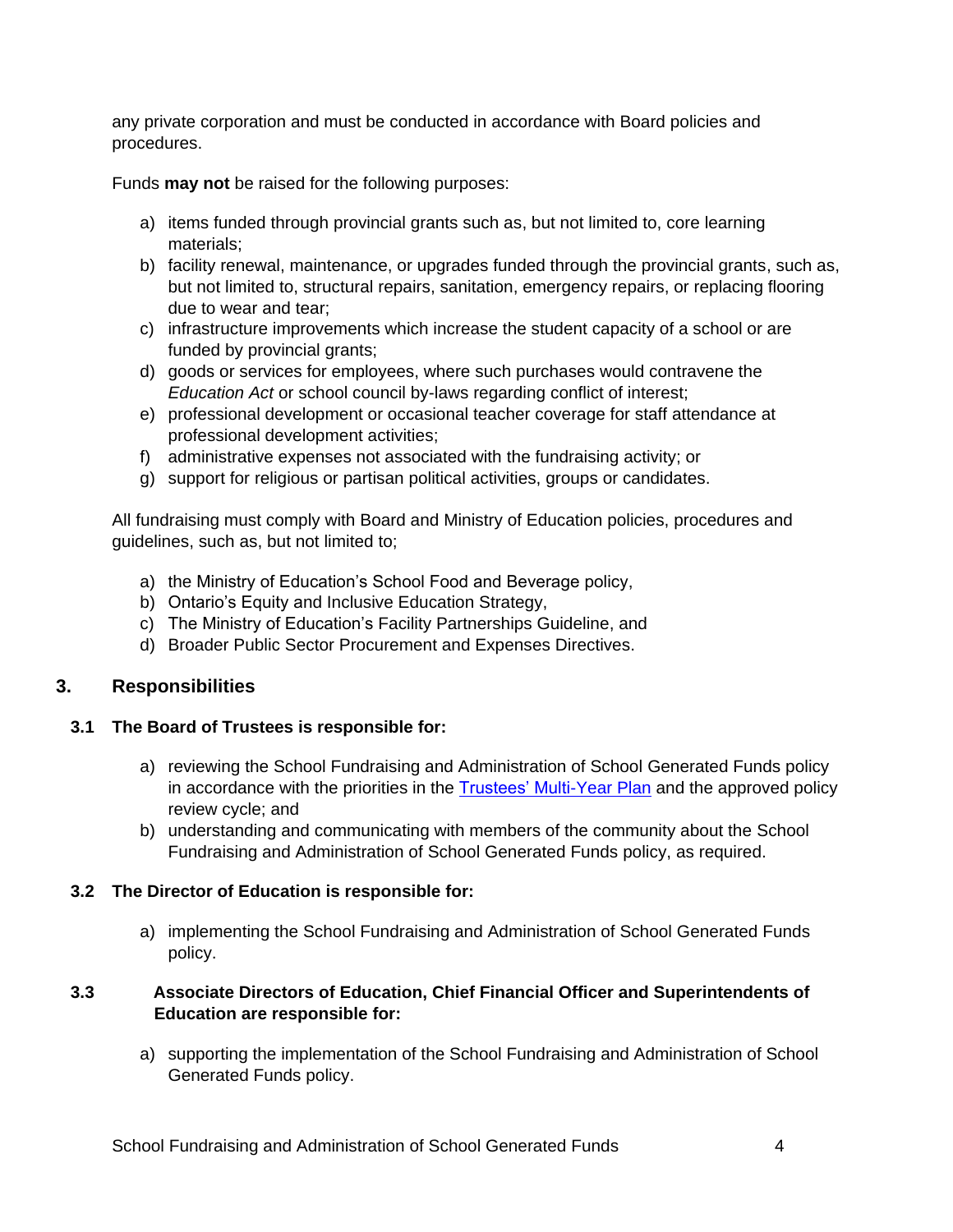any private corporation and must be conducted in accordance with Board policies and procedures.

Funds **may not** be raised for the following purposes:

a) items funded through provincial grants such as, but not limited to, core learning materials;
b) facility renewal, maintenance, or upgrades funded through the provincial grants, such as, but not limited to, structural repairs, sanitation, emergency repairs, or replacing flooring due to wear and tear;
c) infrastructure improvements which increase the student capacity of a school or are funded by provincial grants;
d) goods or services for employees, where such purchases would contravene the *Education Act* or school council by-laws regarding conflict of interest;
e) professional development or occasional teacher coverage for staff attendance at professional development activities;
f) administrative expenses not associated with the fundraising activity; or
g) support for religious or partisan political activities, groups or candidates.

All fundraising must comply with Board and Ministry of Education policies, procedures and guidelines, such as, but not limited to;

a) the Ministry of Education's School Food and Beverage policy,
b) Ontario's Equity and Inclusive Education Strategy,
c) The Ministry of Education's Facility Partnerships Guideline, and
d) Broader Public Sector Procurement and Expenses Directives.

## 3. Responsibilities

### 3.1 The Board of Trustees is responsible for:

a) reviewing the School Fundraising and Administration of School Generated Funds policy in accordance with the priorities in the Trustees' Multi-Year Plan and the approved policy review cycle; and
b) understanding and communicating with members of the community about the School Fundraising and Administration of School Generated Funds policy, as required.

### 3.2 The Director of Education is responsible for:

a) implementing the School Fundraising and Administration of School Generated Funds policy.

### 3.3 Associate Directors of Education, Chief Financial Officer and Superintendents of Education are responsible for:

a) supporting the implementation of the School Fundraising and Administration of School Generated Funds policy.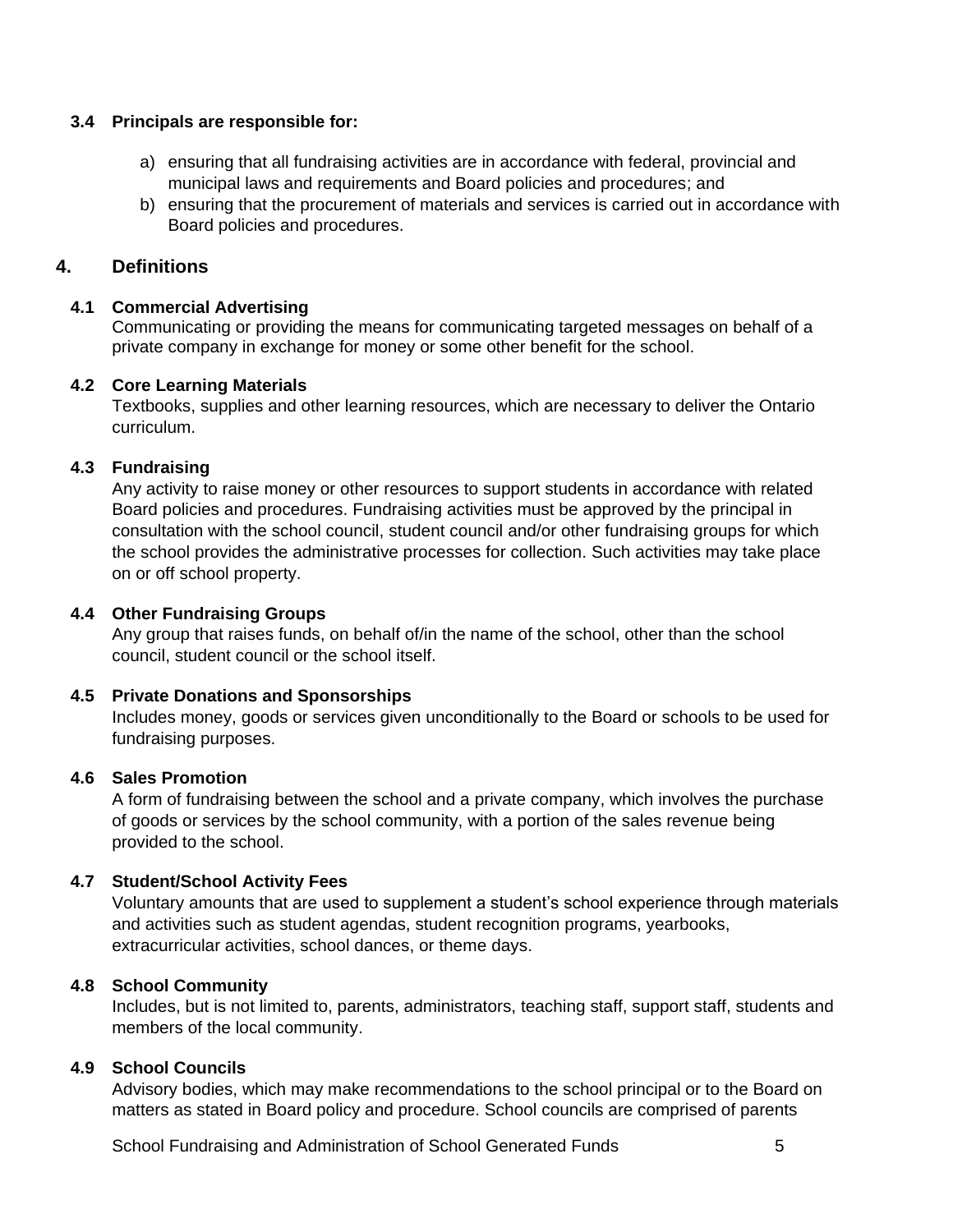### 3.4 Principals are responsible for:

a) ensuring that all fundraising activities are in accordance with federal, provincial and municipal laws and requirements and Board policies and procedures; and
b) ensuring that the procurement of materials and services is carried out in accordance with Board policies and procedures.

## 4. Definitions

### 4.1 Commercial Advertising

Communicating or providing the means for communicating targeted messages on behalf of a private company in exchange for money or some other benefit for the school.

### 4.2 Core Learning Materials

Textbooks, supplies and other learning resources, which are necessary to deliver the Ontario curriculum.

### 4.3 Fundraising

Any activity to raise money or other resources to support students in accordance with related Board policies and procedures. Fundraising activities must be approved by the principal in consultation with the school council, student council and/or other fundraising groups for which the school provides the administrative processes for collection. Such activities may take place on or off school property.

### 4.4 Other Fundraising Groups

Any group that raises funds, on behalf of/in the name of the school, other than the school council, student council or the school itself.

### 4.5 Private Donations and Sponsorships

Includes money, goods or services given unconditionally to the Board or schools to be used for fundraising purposes.

### 4.6 Sales Promotion

A form of fundraising between the school and a private company, which involves the purchase of goods or services by the school community, with a portion of the sales revenue being provided to the school.

### 4.7 Student/School Activity Fees

Voluntary amounts that are used to supplement a student's school experience through materials and activities such as student agendas, student recognition programs, yearbooks, extracurricular activities, school dances, or theme days.

### 4.8 School Community

Includes, but is not limited to, parents, administrators, teaching staff, support staff, students and members of the local community.

### 4.9 School Councils

Advisory bodies, which may make recommendations to the school principal or to the Board on matters as stated in Board policy and procedure. School councils are comprised of parents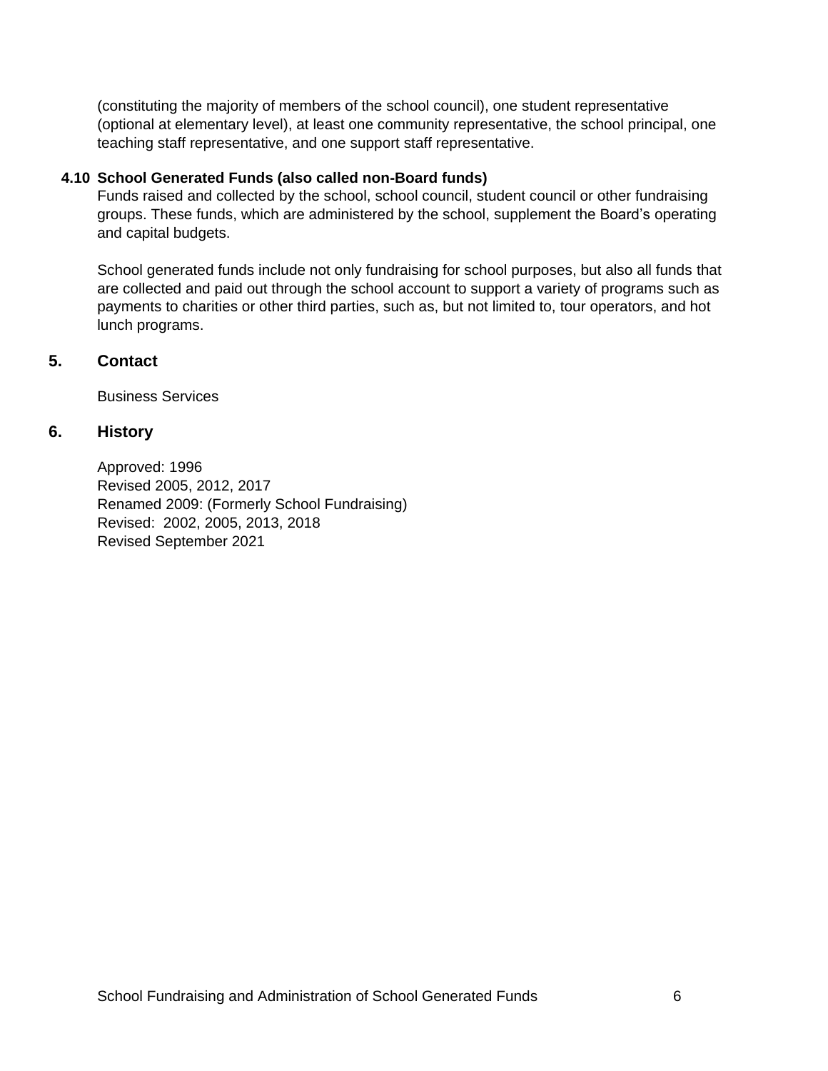(constituting the majority of members of the school council), one student representative (optional at elementary level), at least one community representative, the school principal, one teaching staff representative, and one support staff representative.

**4.10 School Generated Funds (also called non-Board funds)**

Funds raised and collected by the school, school council, student council or other fundraising groups. These funds, which are administered by the school, supplement the Board's operating and capital budgets.

School generated funds include not only fundraising for school purposes, but also all funds that are collected and paid out through the school account to support a variety of programs such as payments to charities or other third parties, such as, but not limited to, tour operators, and hot lunch programs.

## 5. Contact

Business Services

## 6. History

Approved: 1996
Revised 2005, 2012, 2017
Renamed 2009: (Formerly School Fundraising)
Revised: 2002, 2005, 2013, 2018
Revised September 2021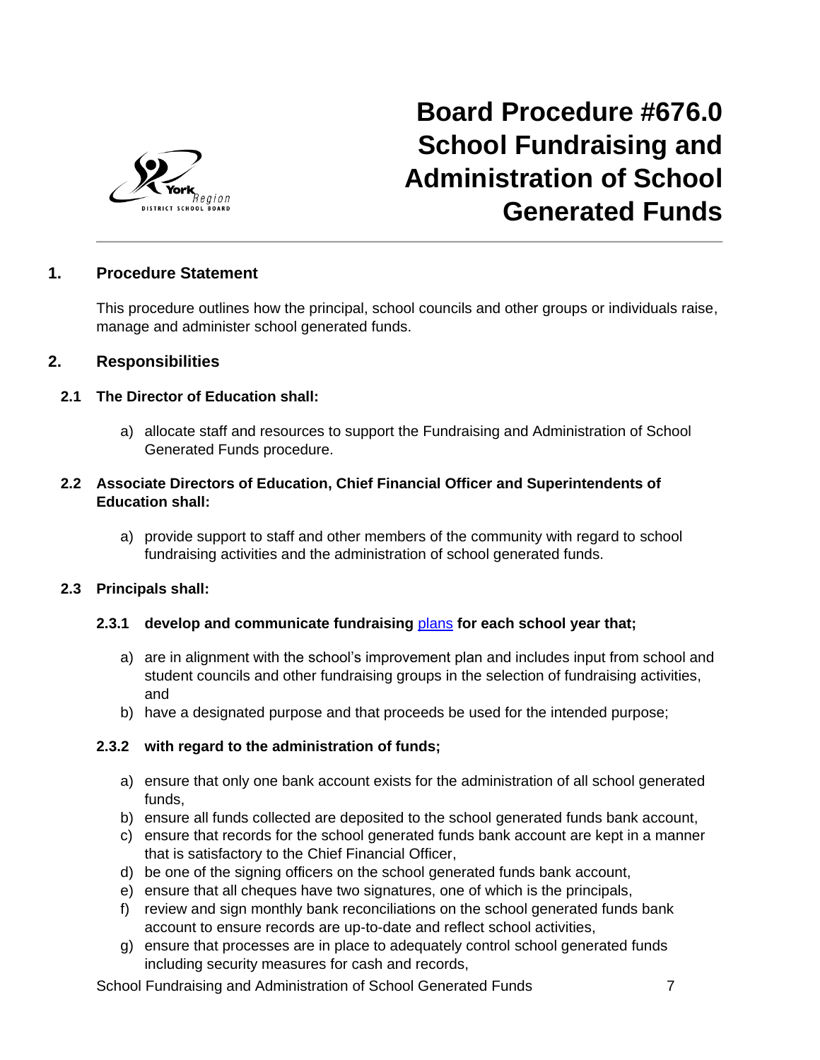# Board Procedure #676.0 School Fundraising and Administration of School Generated Funds

## 1. Procedure Statement

This procedure outlines how the principal, school councils and other groups or individuals raise, manage and administer school generated funds.

## 2. Responsibilities

### 2.1 The Director of Education shall:

a) allocate staff and resources to support the Fundraising and Administration of School Generated Funds procedure.

### 2.2 Associate Directors of Education, Chief Financial Officer and Superintendents of Education shall:

a) provide support to staff and other members of the community with regard to school fundraising activities and the administration of school generated funds.

### 2.3 Principals shall:

#### 2.3.1 develop and communicate fundraising plans for each school year that;

a) are in alignment with the school's improvement plan and includes input from school and student councils and other fundraising groups in the selection of fundraising activities, and
b) have a designated purpose and that proceeds be used for the intended purpose;

#### 2.3.2 with regard to the administration of funds;

a) ensure that only one bank account exists for the administration of all school generated funds,
b) ensure all funds collected are deposited to the school generated funds bank account,
c) ensure that records for the school generated funds bank account are kept in a manner that is satisfactory to the Chief Financial Officer,
d) be one of the signing officers on the school generated funds bank account,
e) ensure that all cheques have two signatures, one of which is the principals,
f) review and sign monthly bank reconciliations on the school generated funds bank account to ensure records are up-to-date and reflect school activities,
g) ensure that processes are in place to adequately control school generated funds including security measures for cash and records,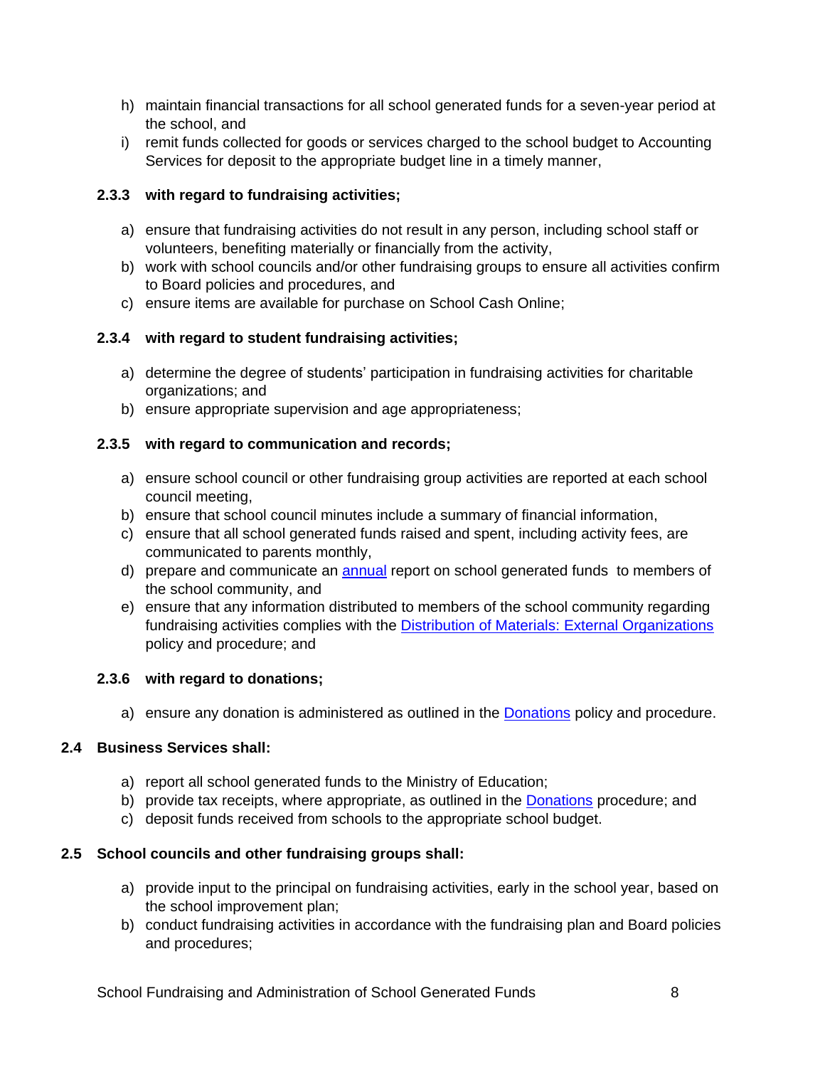h) maintain financial transactions for all school generated funds for a seven-year period at the school, and
i) remit funds collected for goods or services charged to the school budget to Accounting Services for deposit to the appropriate budget line in a timely manner,

**2.3.3 with regard to fundraising activities;**

a) ensure that fundraising activities do not result in any person, including school staff or volunteers, benefiting materially or financially from the activity,
b) work with school councils and/or other fundraising groups to ensure all activities confirm to Board policies and procedures, and
c) ensure items are available for purchase on School Cash Online;

**2.3.4 with regard to student fundraising activities;**

a) determine the degree of students' participation in fundraising activities for charitable organizations; and
b) ensure appropriate supervision and age appropriateness;

**2.3.5 with regard to communication and records;**

a) ensure school council or other fundraising group activities are reported at each school council meeting,
b) ensure that school council minutes include a summary of financial information,
c) ensure that all school generated funds raised and spent, including activity fees, are communicated to parents monthly,
d) prepare and communicate an annual report on school generated funds to members of the school community, and
e) ensure that any information distributed to members of the school community regarding fundraising activities complies with the Distribution of Materials: External Organizations policy and procedure; and

**2.3.6 with regard to donations;**

a) ensure any donation is administered as outlined in the Donations policy and procedure.

**2.4 Business Services shall:**

a) report all school generated funds to the Ministry of Education;
b) provide tax receipts, where appropriate, as outlined in the Donations procedure; and
c) deposit funds received from schools to the appropriate school budget.

**2.5 School councils and other fundraising groups shall:**

a) provide input to the principal on fundraising activities, early in the school year, based on the school improvement plan;
b) conduct fundraising activities in accordance with the fundraising plan and Board policies and procedures;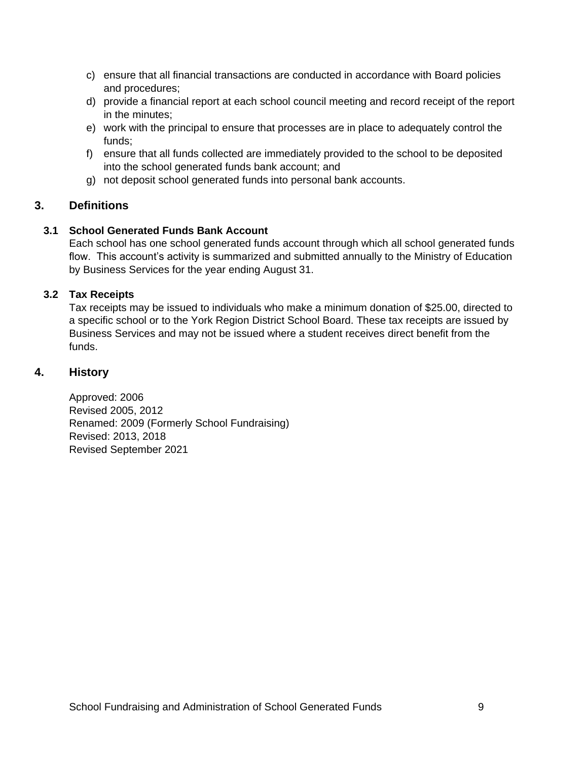c) ensure that all financial transactions are conducted in accordance with Board policies and procedures;
d) provide a financial report at each school council meeting and record receipt of the report in the minutes;
e) work with the principal to ensure that processes are in place to adequately control the funds;
f) ensure that all funds collected are immediately provided to the school to be deposited into the school generated funds bank account; and
g) not deposit school generated funds into personal bank accounts.

## 3. Definitions

### 3.1 School Generated Funds Bank Account

Each school has one school generated funds account through which all school generated funds flow. This account's activity is summarized and submitted annually to the Ministry of Education by Business Services for the year ending August 31.

### 3.2 Tax Receipts

Tax receipts may be issued to individuals who make a minimum donation of $25.00, directed to a specific school or to the York Region District School Board. These tax receipts are issued by Business Services and may not be issued where a student receives direct benefit from the funds.

## 4. History

Approved: 2006
Revised 2005, 2012
Renamed: 2009 (Formerly School Fundraising)
Revised: 2013, 2018
Revised September 2021